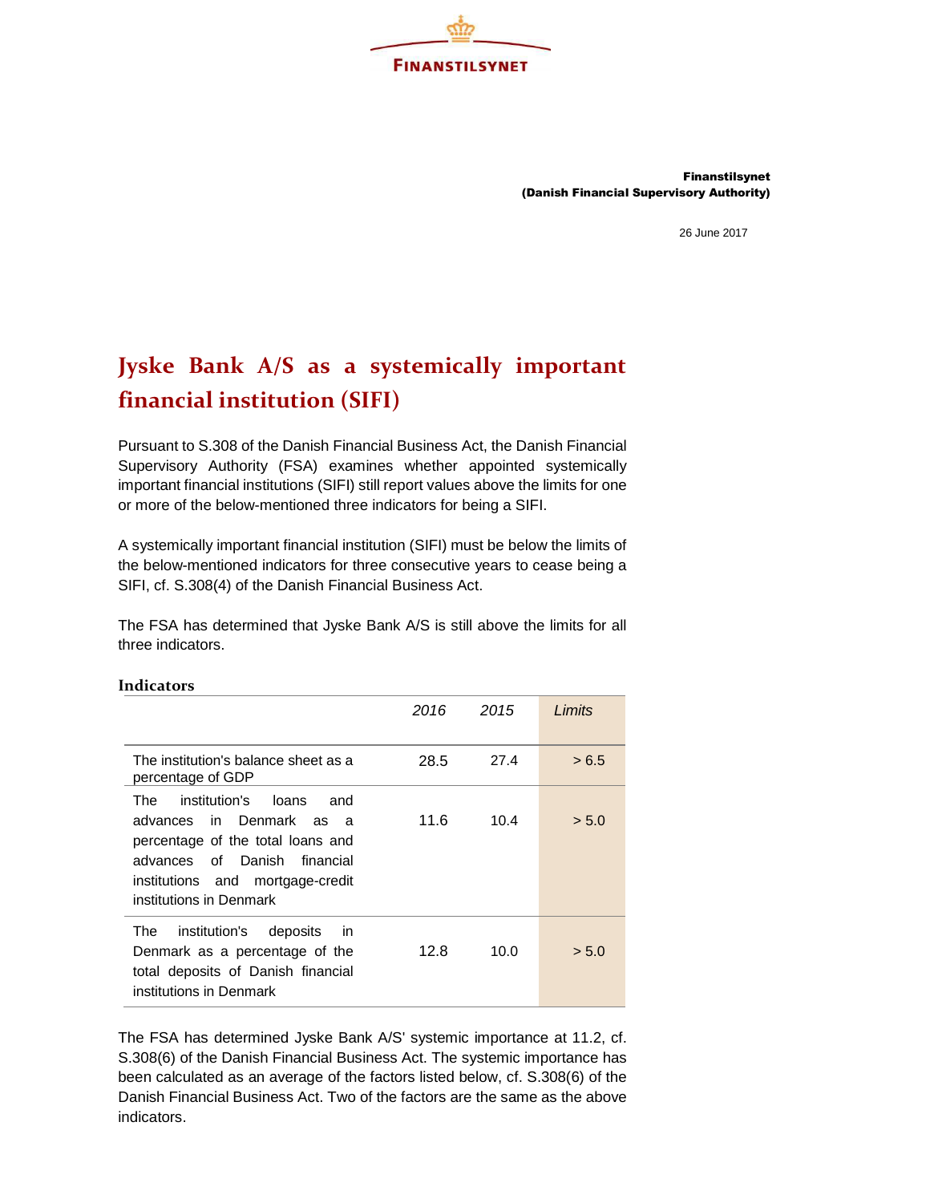FINANSTILSYNET

**Finanstilsynet**
**(Danish Financial Supervisory Authority)**

26 June 2017

# Jyske Bank A/S as a systemically important financial institution (SIFI)

Pursuant to S.308 of the Danish Financial Business Act, the Danish Financial Supervisory Authority (FSA) examines whether appointed systemically important financial institutions (SIFI) still report values above the limits for one or more of the below-mentioned three indicators for being a SIFI.

A systemically important financial institution (SIFI) must be below the limits of the below-mentioned indicators for three consecutive years to cease being a SIFI, cf. S.308(4) of the Danish Financial Business Act.

The FSA has determined that Jyske Bank A/S is still above the limits for all three indicators.

### Indicators

| | *2016* | *2015* | *Limits* |
|---|---|---|---|
| The institution's balance sheet as a percentage of GDP | 28.5 | 27.4 | > 6.5 |
| The institution's loans and advances in Denmark as a percentage of the total loans and advances of Danish financial institutions and mortgage-credit institutions in Denmark | 11.6 | 10.4 | > 5.0 |
| The institution's deposits in Denmark as a percentage of the total deposits of Danish financial institutions in Denmark | 12.8 | 10.0 | > 5.0 |

The FSA has determined Jyske Bank A/S' systemic importance at 11.2, cf. S.308(6) of the Danish Financial Business Act. The systemic importance has been calculated as an average of the factors listed below, cf. S.308(6) of the Danish Financial Business Act. Two of the factors are the same as the above indicators.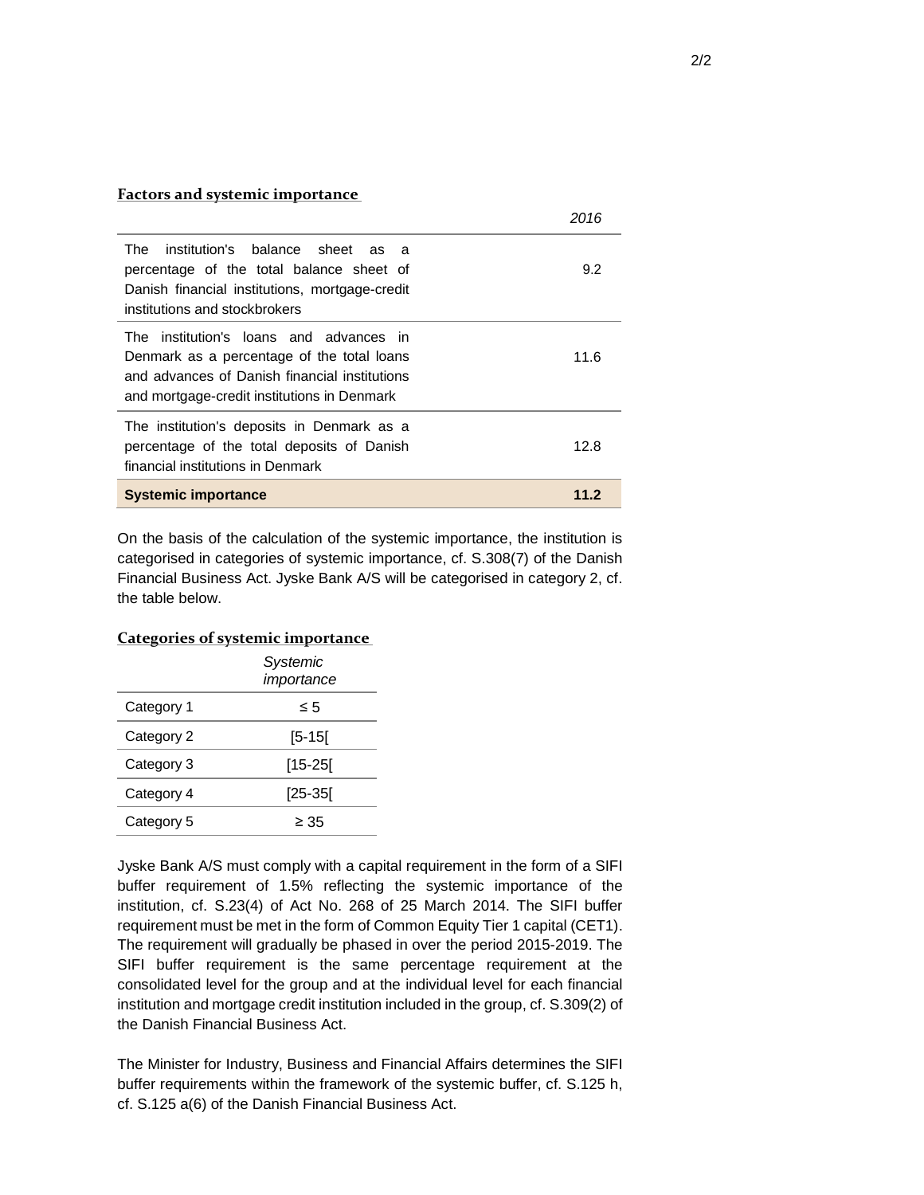**Factors and systemic importance**

| | 2016 |
|---|---|
| The institution's balance sheet as a percentage of the total balance sheet of Danish financial institutions, mortgage-credit institutions and stockbrokers | 9.2 |
| The institution's loans and advances in Denmark as a percentage of the total loans and advances of Danish financial institutions and mortgage-credit institutions in Denmark | 11.6 |
| The institution's deposits in Denmark as a percentage of the total deposits of Danish financial institutions in Denmark | 12.8 |
| **Systemic importance** | **11.2** |

On the basis of the calculation of the systemic importance, the institution is categorised in categories of systemic importance, cf. S.308(7) of the Danish Financial Business Act. Jyske Bank A/S will be categorised in category 2, cf. the table below.

**Categories of systemic importance**

| | *Systemic importance* |
|---|---|
| Category 1 | ≤ 5 |
| Category 2 | [5-15[ |
| Category 3 | [15-25[ |
| Category 4 | [25-35[ |
| Category 5 | ≥ 35 |

Jyske Bank A/S must comply with a capital requirement in the form of a SIFI buffer requirement of 1.5% reflecting the systemic importance of the institution, cf. S.23(4) of Act No. 268 of 25 March 2014. The SIFI buffer requirement must be met in the form of Common Equity Tier 1 capital (CET1). The requirement will gradually be phased in over the period 2015-2019. The SIFI buffer requirement is the same percentage requirement at the consolidated level for the group and at the individual level for each financial institution and mortgage credit institution included in the group, cf. S.309(2) of the Danish Financial Business Act.

The Minister for Industry, Business and Financial Affairs determines the SIFI buffer requirements within the framework of the systemic buffer, cf. S.125 h, cf. S.125 a(6) of the Danish Financial Business Act.